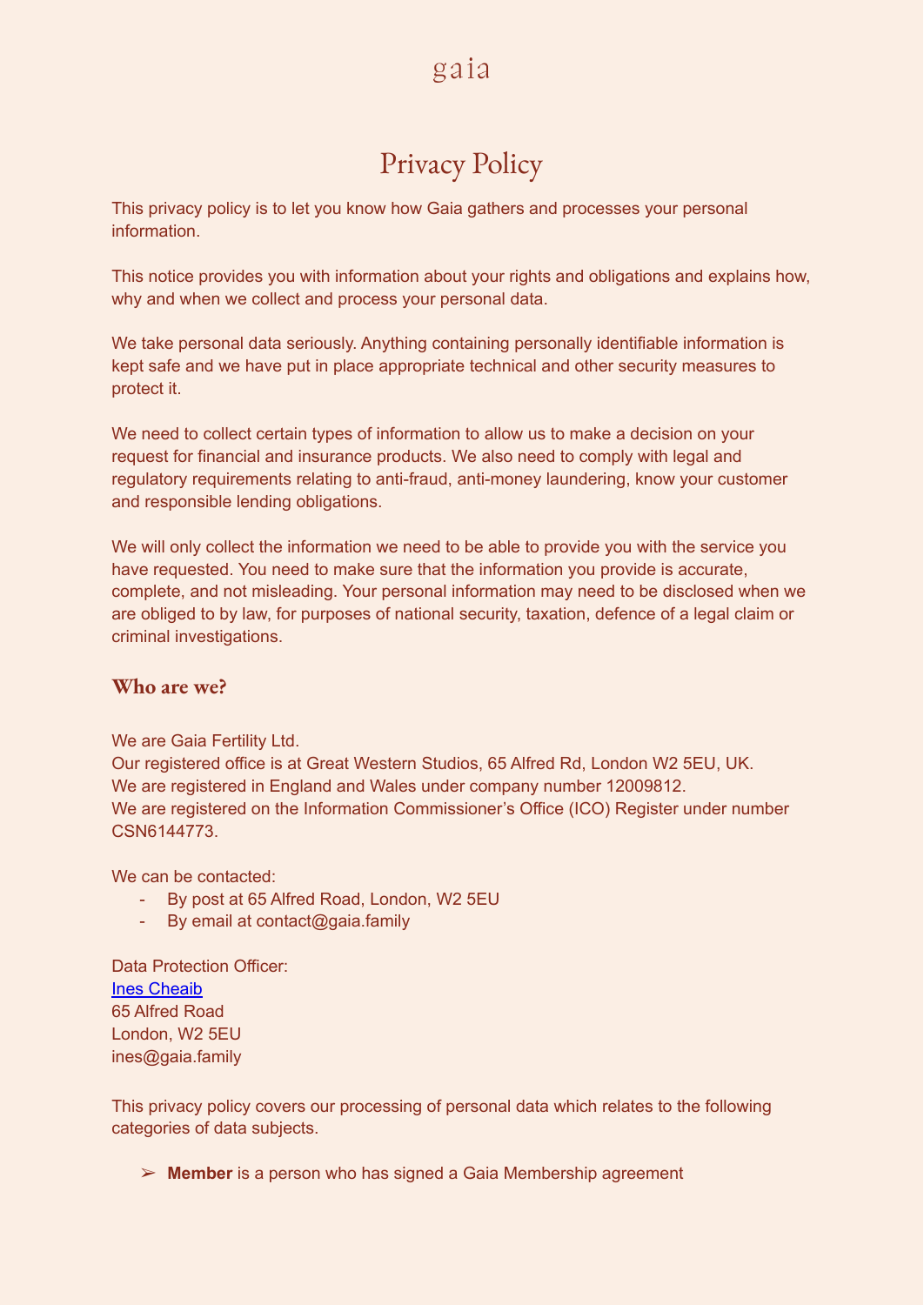gaia

# Privacy Policy

This privacy policy is to let you know how Gaia gathers and processes your personal information.

This notice provides you with information about your rights and obligations and explains how, why and when we collect and process your personal data.

We take personal data seriously. Anything containing personally identifiable information is kept safe and we have put in place appropriate technical and other security measures to protect it.

We need to collect certain types of information to allow us to make a decision on your request for financial and insurance products. We also need to comply with legal and regulatory requirements relating to anti-fraud, anti-money laundering, know your customer and responsible lending obligations.

We will only collect the information we need to be able to provide you with the service you have requested. You need to make sure that the information you provide is accurate, complete, and not misleading. Your personal information may need to be disclosed when we are obliged to by law, for purposes of national security, taxation, defence of a legal claim or criminal investigations.

## Who are we?

We are Gaia Fertility Ltd.
Our registered office is at Great Western Studios, 65 Alfred Rd, London W2 5EU, UK.
We are registered in England and Wales under company number 12009812.
We are registered on the Information Commissioner's Office (ICO) Register under number CSN6144773.

We can be contacted:

- By post at 65 Alfred Road, London, W2 5EU
- By email at contact@gaia.family

Data Protection Officer:
Ines Cheaib
65 Alfred Road
London, W2 5EU
ines@gaia.family

This privacy policy covers our processing of personal data which relates to the following categories of data subjects.

- **Member** is a person who has signed a Gaia Membership agreement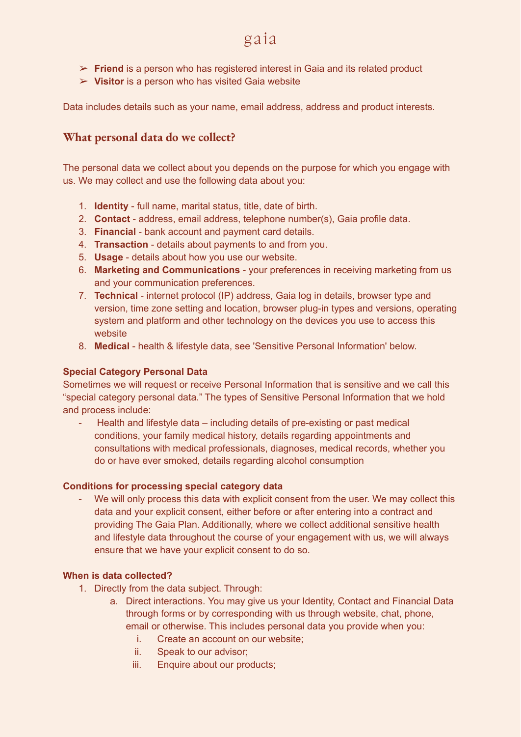- ➢ **Friend** is a person who has registered interest in Gaia and its related product
- ➢ **Visitor** is a person who has visited Gaia website

Data includes details such as your name, email address, address and product interests.

## What personal data do we collect?

The personal data we collect about you depends on the purpose for which you engage with us. We may collect and use the following data about you:

1. **Identity** - full name, marital status, title, date of birth.
2. **Contact** - address, email address, telephone number(s), Gaia profile data.
3. **Financial** - bank account and payment card details.
4. **Transaction** - details about payments to and from you.
5. **Usage** - details about how you use our website.
6. **Marketing and Communications** - your preferences in receiving marketing from us and your communication preferences.
7. **Technical** - internet protocol (IP) address, Gaia log in details, browser type and version, time zone setting and location, browser plug-in types and versions, operating system and platform and other technology on the devices you use to access this website
8. **Medical** - health & lifestyle data, see 'Sensitive Personal Information' below.

### Special Category Personal Data

Sometimes we will request or receive Personal Information that is sensitive and we call this “special category personal data.” The types of Sensitive Personal Information that we hold and process include:

- Health and lifestyle data – including details of pre-existing or past medical conditions, your family medical history, details regarding appointments and consultations with medical professionals, diagnoses, medical records, whether you do or have ever smoked, details regarding alcohol consumption

### Conditions for processing special category data

- We will only process this data with explicit consent from the user. We may collect this data and your explicit consent, either before or after entering into a contract and providing The Gaia Plan. Additionally, where we collect additional sensitive health and lifestyle data throughout the course of your engagement with us, we will always ensure that we have your explicit consent to do so.

### When is data collected?

1. Directly from the data subject. Through:
   a. Direct interactions. You may give us your Identity, Contact and Financial Data through forms or by corresponding with us through website, chat, phone, email or otherwise. This includes personal data you provide when you:
      i. Create an account on our website;
      ii. Speak to our advisor;
      iii. Enquire about our products;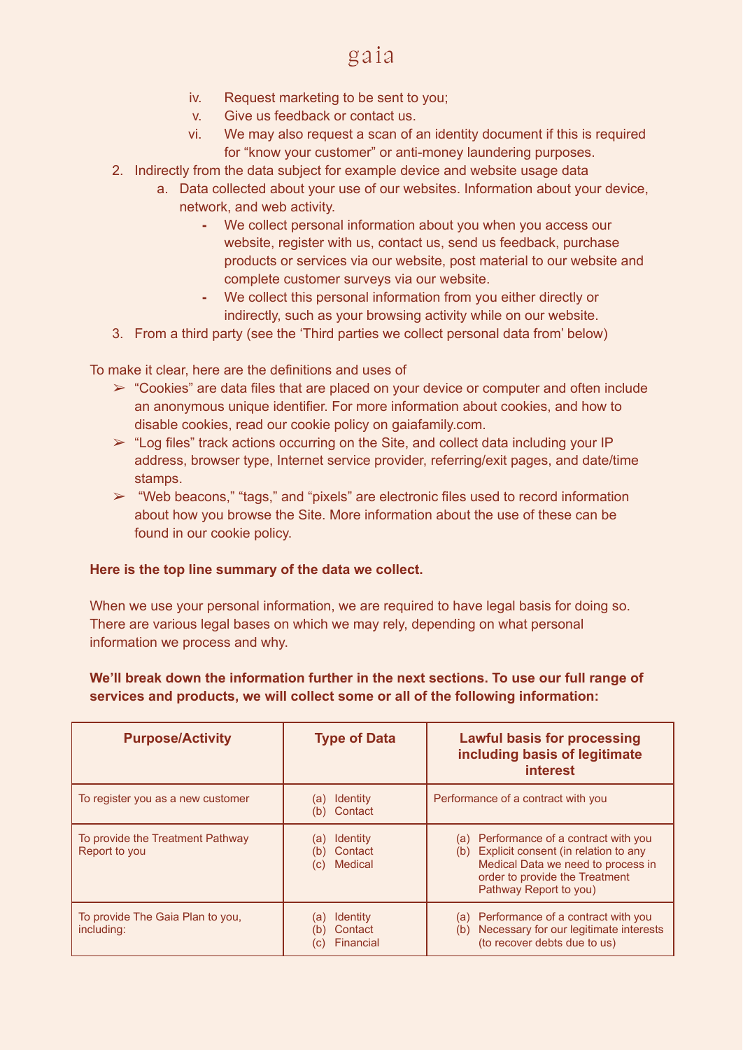iv. Request marketing to be sent to you;
v. Give us feedback or contact us.
vi. We may also request a scan of an identity document if this is required for "know your customer" or anti-money laundering purposes.

2. Indirectly from the data subject for example device and website usage data
   a. Data collected about your use of our websites. Information about your device, network, and web activity.
      - We collect personal information about you when you access our website, register with us, contact us, send us feedback, purchase products or services via our website, post material to our website and complete customer surveys via our website.
      - We collect this personal information from you either directly or indirectly, such as your browsing activity while on our website.
3. From a third party (see the 'Third parties we collect personal data from' below)

To make it clear, here are the definitions and uses of

➢ "Cookies" are data files that are placed on your device or computer and often include an anonymous unique identifier. For more information about cookies, and how to disable cookies, read our cookie policy on gaiafamily.com.

➢ "Log files" track actions occurring on the Site, and collect data including your IP address, browser type, Internet service provider, referring/exit pages, and date/time stamps.

➢ "Web beacons," "tags," and "pixels" are electronic files used to record information about how you browse the Site. More information about the use of these can be found in our cookie policy.

**Here is the top line summary of the data we collect.**

When we use your personal information, we are required to have legal basis for doing so. There are various legal bases on which we may rely, depending on what personal information we process and why.

**We'll break down the information further in the next sections. To use our full range of services and products, we will collect some or all of the following information:**

| Purpose/Activity | Type of Data | Lawful basis for processing including basis of legitimate interest |
|---|---|---|
| To register you as a new customer | (a) Identity<br>(b) Contact | Performance of a contract with you |
| To provide the Treatment Pathway Report to you | (a) Identity<br>(b) Contact<br>(c) Medical | (a) Performance of a contract with you<br>(b) Explicit consent (in relation to any Medical Data we need to process in order to provide the Treatment Pathway Report to you) |
| To provide The Gaia Plan to you, including: | (a) Identity<br>(b) Contact<br>(c) Financial | (a) Performance of a contract with you<br>(b) Necessary for our legitimate interests (to recover debts due to us) |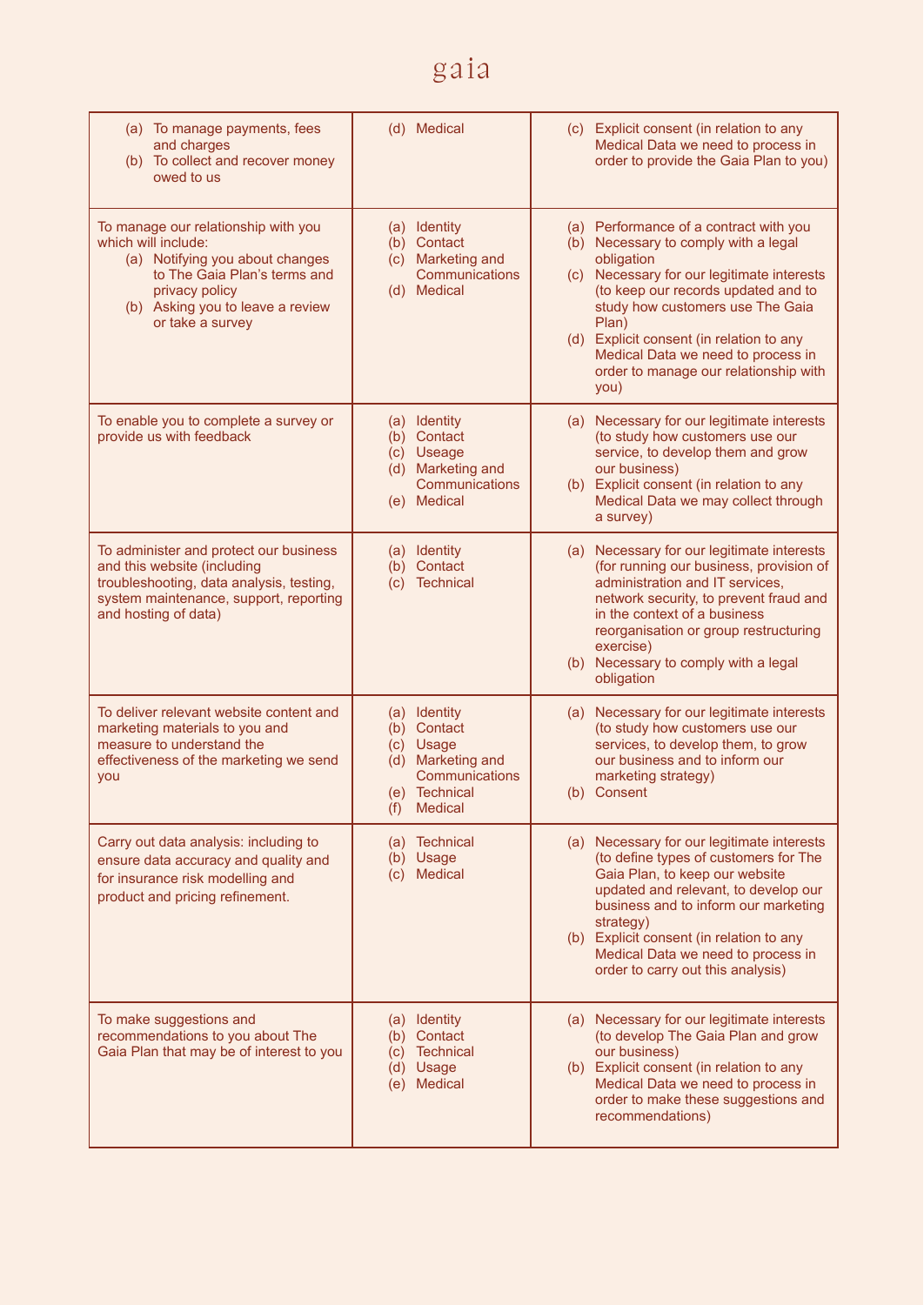| | | |
|---|---|---|
| (a) To manage payments, fees and charges<br>(b) To collect and recover money owed to us | (d) Medical | (c) Explicit consent (in relation to any Medical Data we need to process in order to provide the Gaia Plan to you) |
| To manage our relationship with you which will include:<br>(a) Notifying you about changes to The Gaia Plan's terms and privacy policy<br>(b) Asking you to leave a review or take a survey | (a) Identity<br>(b) Contact<br>(c) Marketing and Communications<br>(d) Medical | (a) Performance of a contract with you<br>(b) Necessary to comply with a legal obligation<br>(c) Necessary for our legitimate interests (to keep our records updated and to study how customers use The Gaia Plan)<br>(d) Explicit consent (in relation to any Medical Data we need to process in order to manage our relationship with you) |
| To enable you to complete a survey or provide us with feedback | (a) Identity<br>(b) Contact<br>(c) Useage<br>(d) Marketing and Communications<br>(e) Medical | (a) Necessary for our legitimate interests (to study how customers use our service, to develop them and grow our business)<br>(b) Explicit consent (in relation to any Medical Data we may collect through a survey) |
| To administer and protect our business and this website (including troubleshooting, data analysis, testing, system maintenance, support, reporting and hosting of data) | (a) Identity<br>(b) Contact<br>(c) Technical | (a) Necessary for our legitimate interests (for running our business, provision of administration and IT services, network security, to prevent fraud and in the context of a business reorganisation or group restructuring exercise)<br>(b) Necessary to comply with a legal obligation |
| To deliver relevant website content and marketing materials to you and measure to understand the effectiveness of the marketing we send you | (a) Identity<br>(b) Contact<br>(c) Usage<br>(d) Marketing and Communications<br>(e) Technical<br>(f) Medical | (a) Necessary for our legitimate interests (to study how customers use our services, to develop them, to grow our business and to inform our marketing strategy)<br>(b) Consent |
| Carry out data analysis: including to ensure data accuracy and quality and for insurance risk modelling and product and pricing refinement. | (a) Technical<br>(b) Usage<br>(c) Medical | (a) Necessary for our legitimate interests (to define types of customers for The Gaia Plan, to keep our website updated and relevant, to develop our business and to inform our marketing strategy)<br>(b) Explicit consent (in relation to any Medical Data we need to process in order to carry out this analysis) |
| To make suggestions and recommendations to you about The Gaia Plan that may be of interest to you | (a) Identity<br>(b) Contact<br>(c) Technical<br>(d) Usage<br>(e) Medical | (a) Necessary for our legitimate interests (to develop The Gaia Plan and grow our business)<br>(b) Explicit consent (in relation to any Medical Data we need to process in order to make these suggestions and recommendations) |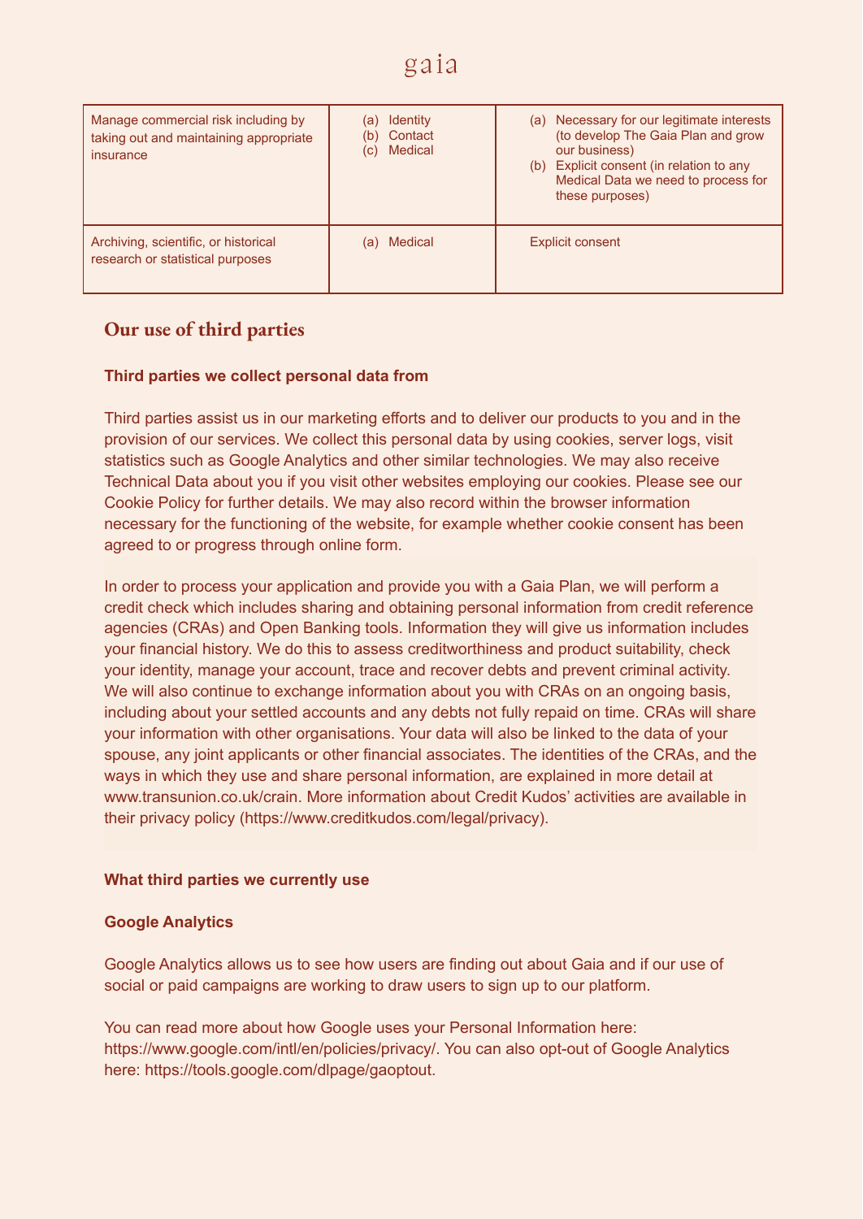| | | |
|---|---|---|
| Manage commercial risk including by taking out and maintaining appropriate insurance | (a) Identity<br>(b) Contact<br>(c) Medical | (a) Necessary for our legitimate interests (to develop The Gaia Plan and grow our business)<br>(b) Explicit consent (in relation to any Medical Data we need to process for these purposes) |
| Archiving, scientific, or historical research or statistical purposes | (a) Medical | Explicit consent |

## Our use of third parties

### Third parties we collect personal data from

Third parties assist us in our marketing efforts and to deliver our products to you and in the provision of our services. We collect this personal data by using cookies, server logs, visit statistics such as Google Analytics and other similar technologies. We may also receive Technical Data about you if you visit other websites employing our cookies. Please see our Cookie Policy for further details. We may also record within the browser information necessary for the functioning of the website, for example whether cookie consent has been agreed to or progress through online form.

In order to process your application and provide you with a Gaia Plan, we will perform a credit check which includes sharing and obtaining personal information from credit reference agencies (CRAs) and Open Banking tools. Information they will give us information includes your financial history. We do this to assess creditworthiness and product suitability, check your identity, manage your account, trace and recover debts and prevent criminal activity. We will also continue to exchange information about you with CRAs on an ongoing basis, including about your settled accounts and any debts not fully repaid on time. CRAs will share your information with other organisations. Your data will also be linked to the data of your spouse, any joint applicants or other financial associates. The identities of the CRAs, and the ways in which they use and share personal information, are explained in more detail at www.transunion.co.uk/crain. More information about Credit Kudos' activities are available in their privacy policy (https://www.creditkudos.com/legal/privacy).

### What third parties we currently use

### Google Analytics

Google Analytics allows us to see how users are finding out about Gaia and if our use of social or paid campaigns are working to draw users to sign up to our platform.

You can read more about how Google uses your Personal Information here: https://www.google.com/intl/en/policies/privacy/. You can also opt-out of Google Analytics here: https://tools.google.com/dlpage/gaoptout.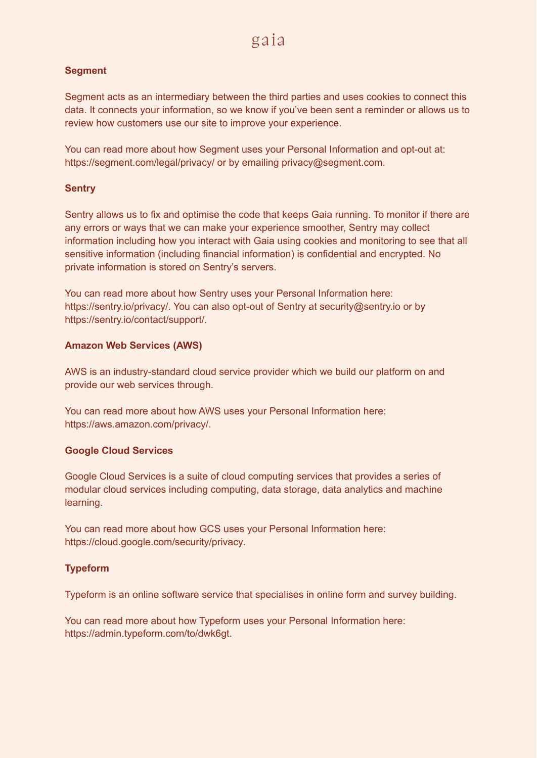### Segment

Segment acts as an intermediary between the third parties and uses cookies to connect this data. It connects your information, so we know if you've been sent a reminder or allows us to review how customers use our site to improve your experience.

You can read more about how Segment uses your Personal Information and opt-out at: https://segment.com/legal/privacy/ or by emailing privacy@segment.com.

### Sentry

Sentry allows us to fix and optimise the code that keeps Gaia running. To monitor if there are any errors or ways that we can make your experience smoother, Sentry may collect information including how you interact with Gaia using cookies and monitoring to see that all sensitive information (including financial information) is confidential and encrypted. No private information is stored on Sentry's servers.

You can read more about how Sentry uses your Personal Information here: https://sentry.io/privacy/. You can also opt-out of Sentry at security@sentry.io or by https://sentry.io/contact/support/.

### Amazon Web Services (AWS)

AWS is an industry-standard cloud service provider which we build our platform on and provide our web services through.

You can read more about how AWS uses your Personal Information here: https://aws.amazon.com/privacy/.

### Google Cloud Services

Google Cloud Services is a suite of cloud computing services that provides a series of modular cloud services including computing, data storage, data analytics and machine learning.

You can read more about how GCS uses your Personal Information here: https://cloud.google.com/security/privacy.

### Typeform

Typeform is an online software service that specialises in online form and survey building.

You can read more about how Typeform uses your Personal Information here: https://admin.typeform.com/to/dwk6gt.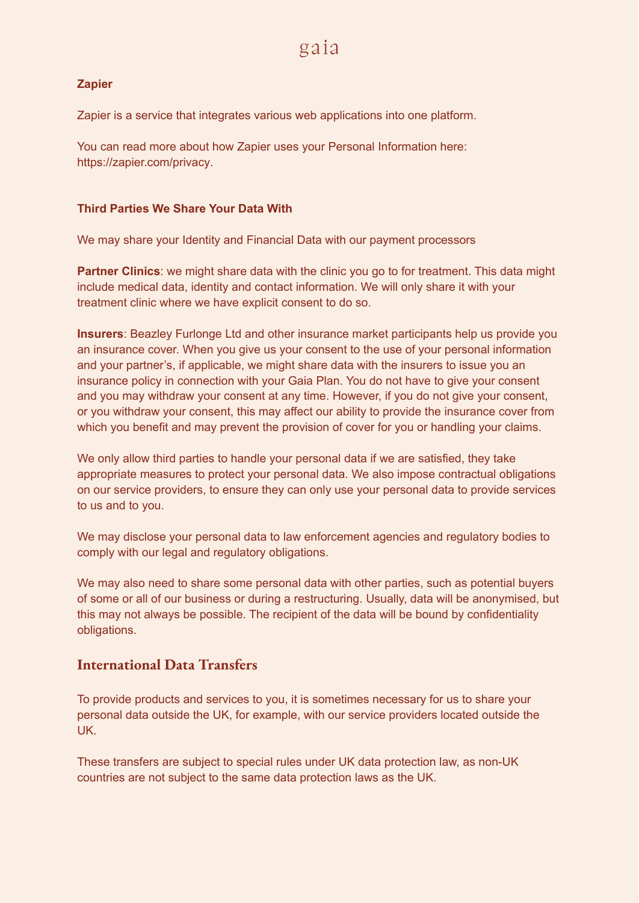**Zapier**

Zapier is a service that integrates various web applications into one platform.

You can read more about how Zapier uses your Personal Information here: https://zapier.com/privacy.

**Third Parties We Share Your Data With**

We may share your Identity and Financial Data with our payment processors

**Partner Clinics**: we might share data with the clinic you go to for treatment. This data might include medical data, identity and contact information. We will only share it with your treatment clinic where we have explicit consent to do so.

**Insurers**: Beazley Furlonge Ltd and other insurance market participants help us provide you an insurance cover. When you give us your consent to the use of your personal information and your partner's, if applicable, we might share data with the insurers to issue you an insurance policy in connection with your Gaia Plan. You do not have to give your consent and you may withdraw your consent at any time. However, if you do not give your consent, or you withdraw your consent, this may affect our ability to provide the insurance cover from which you benefit and may prevent the provision of cover for you or handling your claims.

We only allow third parties to handle your personal data if we are satisfied, they take appropriate measures to protect your personal data. We also impose contractual obligations on our service providers, to ensure they can only use your personal data to provide services to us and to you.

We may disclose your personal data to law enforcement agencies and regulatory bodies to comply with our legal and regulatory obligations.

We may also need to share some personal data with other parties, such as potential buyers of some or all of our business or during a restructuring. Usually, data will be anonymised, but this may not always be possible. The recipient of the data will be bound by confidentiality obligations.

## International Data Transfers

To provide products and services to you, it is sometimes necessary for us to share your personal data outside the UK, for example, with our service providers located outside the UK.

These transfers are subject to special rules under UK data protection law, as non-UK countries are not subject to the same data protection laws as the UK.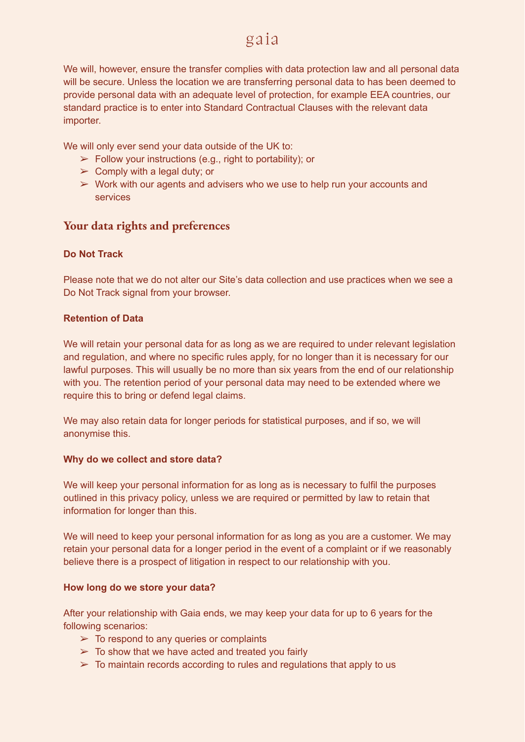We will, however, ensure the transfer complies with data protection law and all personal data will be secure. Unless the location we are transferring personal data to has been deemed to provide personal data with an adequate level of protection, for example EEA countries, our standard practice is to enter into Standard Contractual Clauses with the relevant data importer.

We will only ever send your data outside of the UK to:

- Follow your instructions (e.g., right to portability); or
- Comply with a legal duty; or
- Work with our agents and advisers who we use to help run your accounts and services

## Your data rights and preferences

**Do Not Track**

Please note that we do not alter our Site's data collection and use practices when we see a Do Not Track signal from your browser.

**Retention of Data**

We will retain your personal data for as long as we are required to under relevant legislation and regulation, and where no specific rules apply, for no longer than it is necessary for our lawful purposes. This will usually be no more than six years from the end of our relationship with you. The retention period of your personal data may need to be extended where we require this to bring or defend legal claims.

We may also retain data for longer periods for statistical purposes, and if so, we will anonymise this.

**Why do we collect and store data?**

We will keep your personal information for as long as is necessary to fulfil the purposes outlined in this privacy policy, unless we are required or permitted by law to retain that information for longer than this.

We will need to keep your personal information for as long as you are a customer. We may retain your personal data for a longer period in the event of a complaint or if we reasonably believe there is a prospect of litigation in respect to our relationship with you.

**How long do we store your data?**

After your relationship with Gaia ends, we may keep your data for up to 6 years for the following scenarios:

- To respond to any queries or complaints
- To show that we have acted and treated you fairly
- To maintain records according to rules and regulations that apply to us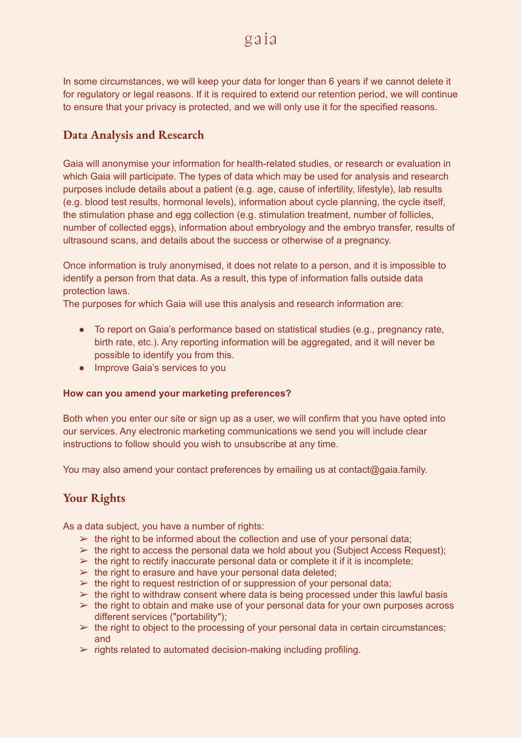In some circumstances, we will keep your data for longer than 6 years if we cannot delete it for regulatory or legal reasons. If it is required to extend our retention period, we will continue to ensure that your privacy is protected, and we will only use it for the specified reasons.

## Data Analysis and Research

Gaia will anonymise your information for health-related studies, or research or evaluation in which Gaia will participate. The types of data which may be used for analysis and research purposes include details about a patient (e.g. age, cause of infertility, lifestyle), lab results (e.g. blood test results, hormonal levels), information about cycle planning, the cycle itself, the stimulation phase and egg collection (e.g. stimulation treatment, number of follicles, number of collected eggs), information about embryology and the embryo transfer, results of ultrasound scans, and details about the success or otherwise of a pregnancy.

Once information is truly anonymised, it does not relate to a person, and it is impossible to identify a person from that data. As a result, this type of information falls outside data protection laws.
The purposes for which Gaia will use this analysis and research information are:

- To report on Gaia's performance based on statistical studies (e.g., pregnancy rate, birth rate, etc.). Any reporting information will be aggregated, and it will never be possible to identify you from this.
- Improve Gaia's services to you

#### How can you amend your marketing preferences?

Both when you enter our site or sign up as a user, we will confirm that you have opted into our services. Any electronic marketing communications we send you will include clear instructions to follow should you wish to unsubscribe at any time.

You may also amend your contact preferences by emailing us at contact@gaia.family.

## Your Rights

As a data subject, you have a number of rights:

- the right to be informed about the collection and use of your personal data;
- the right to access the personal data we hold about you (Subject Access Request);
- the right to rectify inaccurate personal data or complete it if it is incomplete;
- the right to erasure and have your personal data deleted;
- the right to request restriction of or suppression of your personal data;
- the right to withdraw consent where data is being processed under this lawful basis
- the right to obtain and make use of your personal data for your own purposes across different services ("portability");
- the right to object to the processing of your personal data in certain circumstances; and
- rights related to automated decision-making including profiling.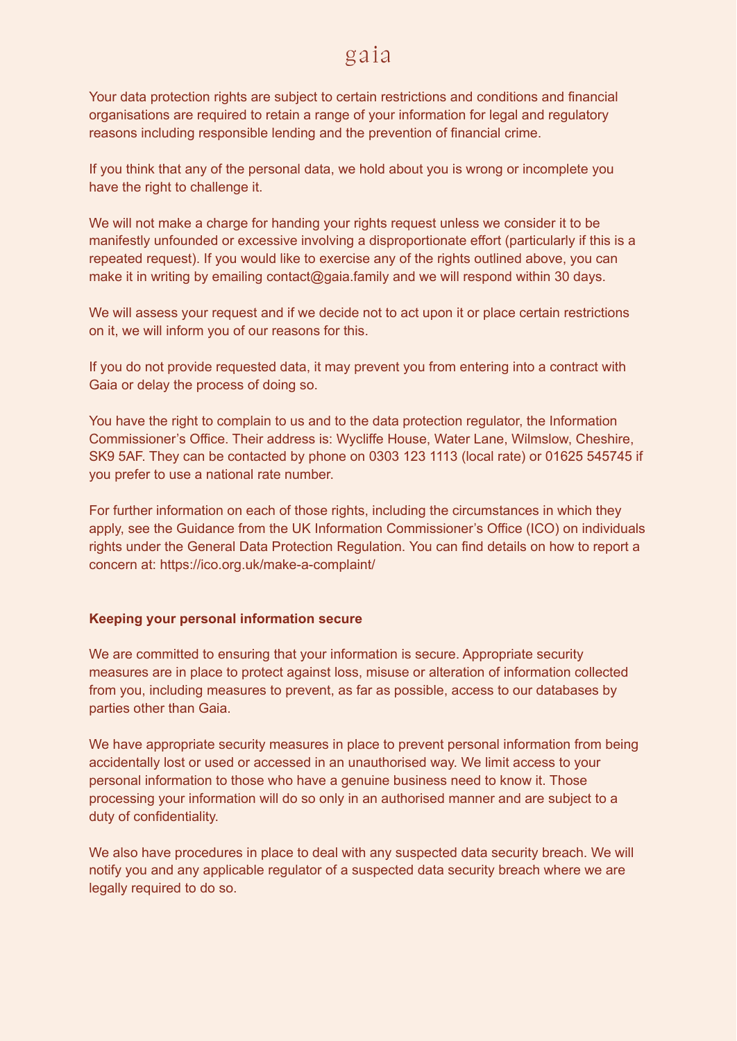Your data protection rights are subject to certain restrictions and conditions and financial organisations are required to retain a range of your information for legal and regulatory reasons including responsible lending and the prevention of financial crime.

If you think that any of the personal data, we hold about you is wrong or incomplete you have the right to challenge it.

We will not make a charge for handing your rights request unless we consider it to be manifestly unfounded or excessive involving a disproportionate effort (particularly if this is a repeated request). If you would like to exercise any of the rights outlined above, you can make it in writing by emailing contact@gaia.family and we will respond within 30 days.

We will assess your request and if we decide not to act upon it or place certain restrictions on it, we will inform you of our reasons for this.

If you do not provide requested data, it may prevent you from entering into a contract with Gaia or delay the process of doing so.

You have the right to complain to us and to the data protection regulator, the Information Commissioner's Office. Their address is: Wycliffe House, Water Lane, Wilmslow, Cheshire, SK9 5AF. They can be contacted by phone on 0303 123 1113 (local rate) or 01625 545745 if you prefer to use a national rate number.

For further information on each of those rights, including the circumstances in which they apply, see the Guidance from the UK Information Commissioner's Office (ICO) on individuals rights under the General Data Protection Regulation. You can find details on how to report a concern at: https://ico.org.uk/make-a-complaint/

**Keeping your personal information secure**

We are committed to ensuring that your information is secure. Appropriate security measures are in place to protect against loss, misuse or alteration of information collected from you, including measures to prevent, as far as possible, access to our databases by parties other than Gaia.

We have appropriate security measures in place to prevent personal information from being accidentally lost or used or accessed in an unauthorised way. We limit access to your personal information to those who have a genuine business need to know it. Those processing your information will do so only in an authorised manner and are subject to a duty of confidentiality.

We also have procedures in place to deal with any suspected data security breach. We will notify you and any applicable regulator of a suspected data security breach where we are legally required to do so.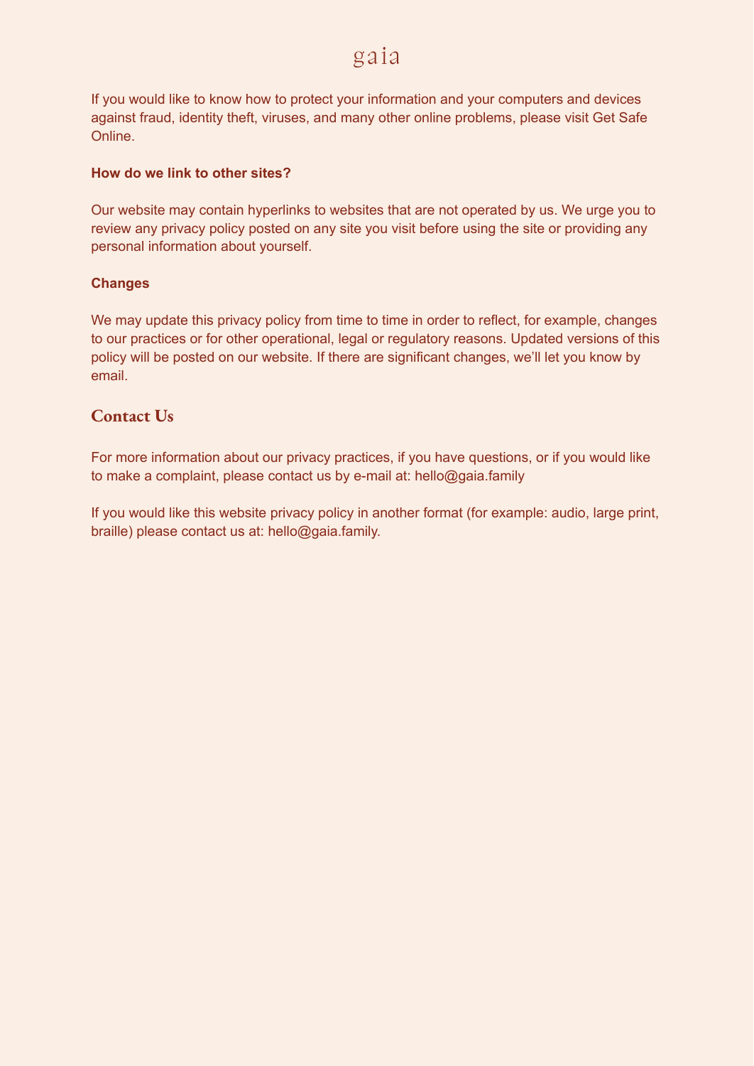If you would like to know how to protect your information and your computers and devices against fraud, identity theft, viruses, and many other online problems, please visit Get Safe Online.

**How do we link to other sites?**

Our website may contain hyperlinks to websites that are not operated by us. We urge you to review any privacy policy posted on any site you visit before using the site or providing any personal information about yourself.

**Changes**

We may update this privacy policy from time to time in order to reflect, for example, changes to our practices or for other operational, legal or regulatory reasons. Updated versions of this policy will be posted on our website. If there are significant changes, we'll let you know by email.

## Contact Us

For more information about our privacy practices, if you have questions, or if you would like to make a complaint, please contact us by e-mail at: hello@gaia.family

If you would like this website privacy policy in another format (for example: audio, large print, braille) please contact us at: hello@gaia.family.